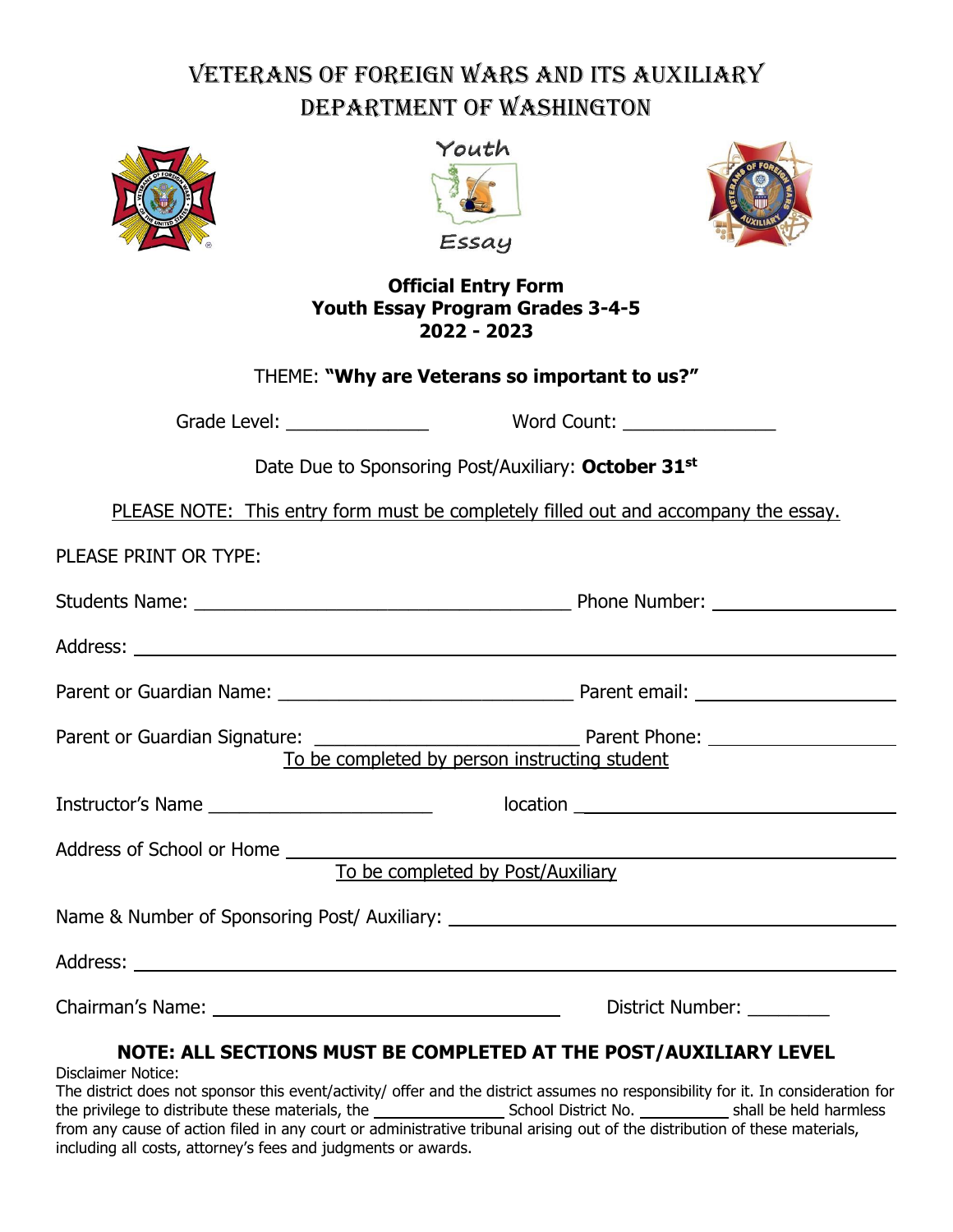# VETERANS OF FOREIGN WARS AND ITS AUXILIARY
# DEPARTMENT OF WASHINGTON

Youth

Essay

**Official Entry Form**
**Youth Essay Program Grades 3-4-5**
**2022 - 2023**

THEME: **"Why are Veterans so important to us?"**

Grade Level: ______________ Word Count: _______________

Date Due to Sponsoring Post/Auxiliary: **October 31st**

PLEASE NOTE: This entry form must be completely filled out and accompany the essay.

PLEASE PRINT OR TYPE:

Students Name: _____________________________________ Phone Number: __________________

Address: ___________________________________________________________________________

Parent or Guardian Name: _____________________________ Parent email: ____________________

Parent or Guardian Signature: __________________________ Parent Phone: ___________________

To be completed by person instructing student

Instructor's Name ______________________ location _________________________________

Address of School or Home _____________________________________________________________

To be completed by Post/Auxiliary

Name & Number of Sponsoring Post/ Auxiliary: _____________________________________________

Address: ___________________________________________________________________________

Chairman's Name: ___________________________________ District Number: ________

**NOTE: ALL SECTIONS MUST BE COMPLETED AT THE POST/AUXILIARY LEVEL**

Disclaimer Notice:
The district does not sponsor this event/activity/ offer and the district assumes no responsibility for it. In consideration for the privilege to distribute these materials, the _______________ School District No. __________ shall be held harmless from any cause of action filed in any court or administrative tribunal arising out of the distribution of these materials, including all costs, attorney's fees and judgments or awards.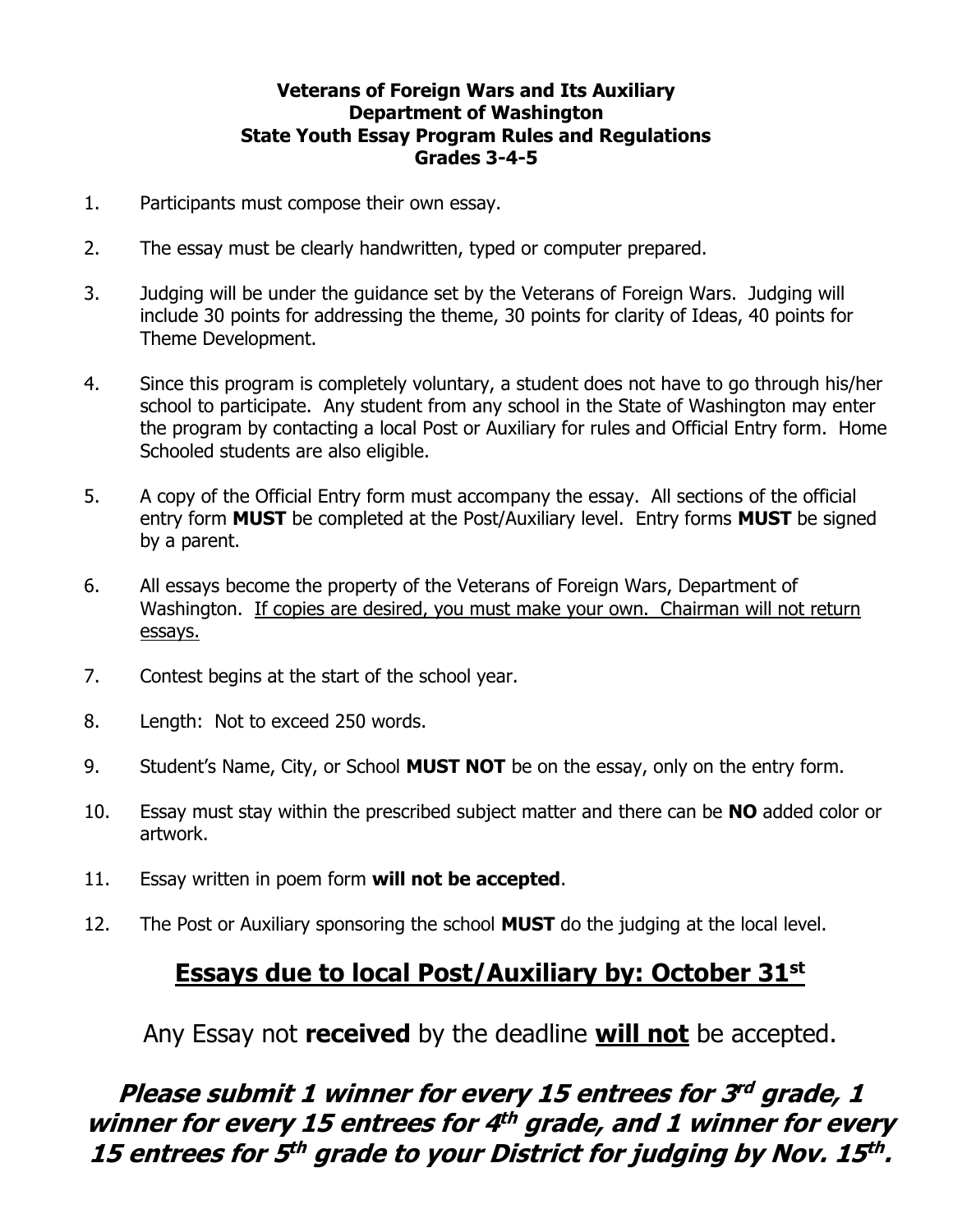**Veterans of Foreign Wars and Its Auxiliary**
**Department of Washington**
**State Youth Essay Program Rules and Regulations**
**Grades 3-4-5**

1. Participants must compose their own essay.

2. The essay must be clearly handwritten, typed or computer prepared.

3. Judging will be under the guidance set by the Veterans of Foreign Wars. Judging will include 30 points for addressing the theme, 30 points for clarity of Ideas, 40 points for Theme Development.

4. Since this program is completely voluntary, a student does not have to go through his/her school to participate. Any student from any school in the State of Washington may enter the program by contacting a local Post or Auxiliary for rules and Official Entry form. Home Schooled students are also eligible.

5. A copy of the Official Entry form must accompany the essay. All sections of the official entry form **MUST** be completed at the Post/Auxiliary level. Entry forms **MUST** be signed by a parent.

6. All essays become the property of the Veterans of Foreign Wars, Department of Washington. <u>If copies are desired, you must make your own. Chairman will not return essays.</u>

7. Contest begins at the start of the school year.

8. Length: Not to exceed 250 words.

9. Student's Name, City, or School **MUST NOT** be on the essay, only on the entry form.

10. Essay must stay within the prescribed subject matter and there can be **NO** added color or artwork.

11. Essay written in poem form **will not be accepted**.

12. The Post or Auxiliary sponsoring the school **MUST** do the judging at the local level.

## <u>Essays due to local Post/Auxiliary by: October 31st</u>

Any Essay not **received** by the deadline <u>**will not**</u> be accepted.

***Please submit 1 winner for every 15 entrees for 3rd grade, 1 winner for every 15 entrees for 4th grade, and 1 winner for every 15 entrees for 5th grade to your District for judging by Nov. 15th.***